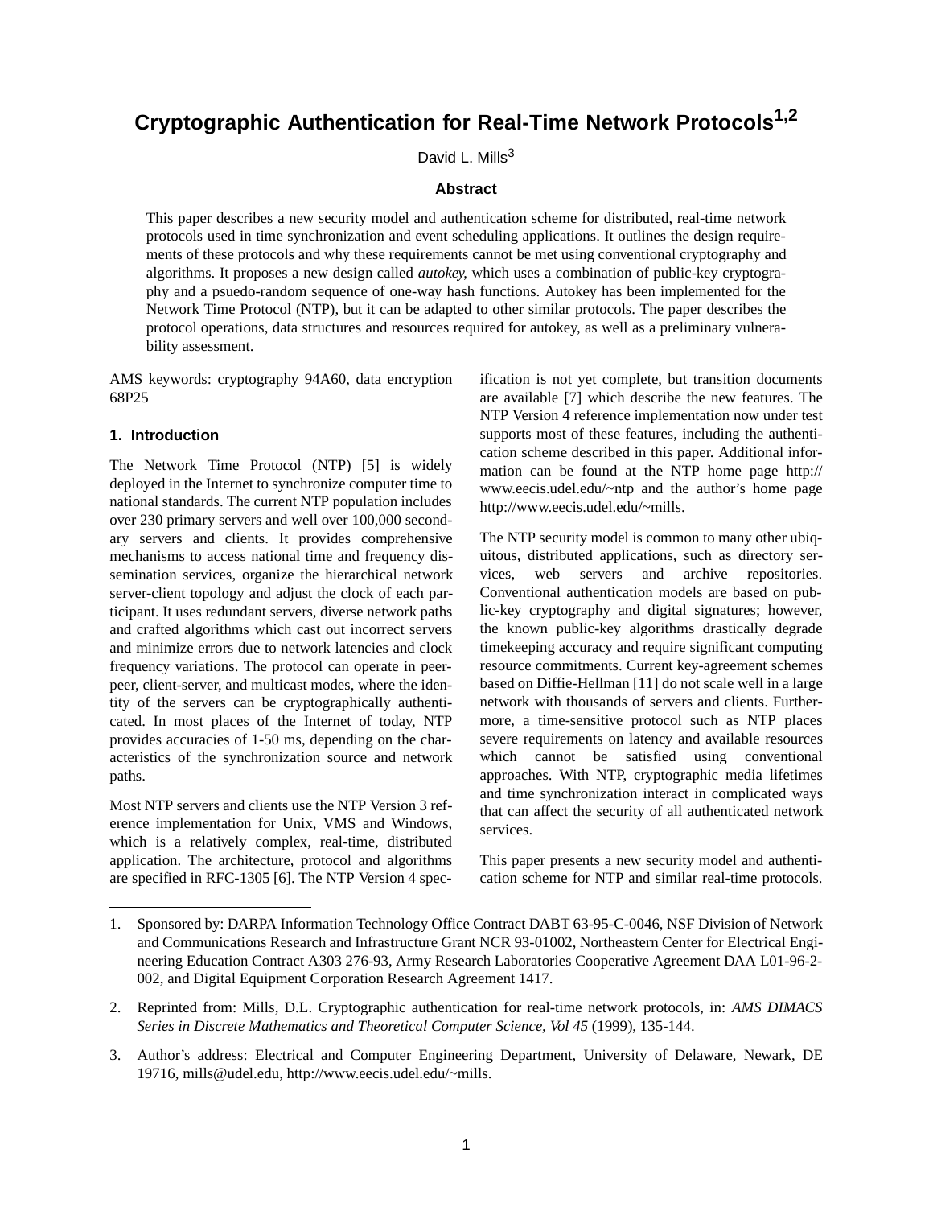# Cryptographic Authentication for Real-Time Network Protocols[1,2]

David L. Mills[3]

### Abstract

This paper describes a new security model and authentication scheme for distributed, real-time network protocols used in time synchronization and event scheduling applications. It outlines the design requirements of these protocols and why these requirements cannot be met using conventional cryptography and algorithms. It proposes a new design called *autokey*, which uses a combination of public-key cryptography and a psuedo-random sequence of one-way hash functions. Autokey has been implemented for the Network Time Protocol (NTP), but it can be adapted to other similar protocols. The paper describes the protocol operations, data structures and resources required for autokey, as well as a preliminary vulnerability assessment.

AMS keywords: cryptography 94A60, data encryption 68P25

## 1. Introduction

The Network Time Protocol (NTP) [5] is widely deployed in the Internet to synchronize computer time to national standards. The current NTP population includes over 230 primary servers and well over 100,000 secondary servers and clients. It provides comprehensive mechanisms to access national time and frequency dissemination services, organize the hierarchical network server-client topology and adjust the clock of each participant. It uses redundant servers, diverse network paths and crafted algorithms which cast out incorrect servers and minimize errors due to network latencies and clock frequency variations. The protocol can operate in peer-peer, client-server, and multicast modes, where the identity of the servers can be cryptographically authenticated. In most places of the Internet of today, NTP provides accuracies of 1-50 ms, depending on the characteristics of the synchronization source and network paths.

Most NTP servers and clients use the NTP Version 3 reference implementation for Unix, VMS and Windows, which is a relatively complex, real-time, distributed application. The architecture, protocol and algorithms are specified in RFC-1305 [6]. The NTP Version 4 specification is not yet complete, but transition documents are available [7] which describe the new features. The NTP Version 4 reference implementation now under test supports most of these features, including the authentication scheme described in this paper. Additional information can be found at the NTP home page http://www.eecis.udel.edu/~ntp and the author's home page http://www.eecis.udel.edu/~mills.

The NTP security model is common to many other ubiquitous, distributed applications, such as directory services, web servers and archive repositories. Conventional authentication models are based on public-key cryptography and digital signatures; however, the known public-key algorithms drastically degrade timekeeping accuracy and require significant computing resource commitments. Current key-agreement schemes based on Diffie-Hellman [11] do not scale well in a large network with thousands of servers and clients. Furthermore, a time-sensitive protocol such as NTP places severe requirements on latency and available resources which cannot be satisfied using conventional approaches. With NTP, cryptographic media lifetimes and time synchronization interact in complicated ways that can affect the security of all authenticated network services.

This paper presents a new security model and authentication scheme for NTP and similar real-time protocols.

---

1. Sponsored by: DARPA Information Technology Office Contract DABT 63-95-C-0046, NSF Division of Network and Communications Research and Infrastructure Grant NCR 93-01002, Northeastern Center for Electrical Engineering Education Contract A303 276-93, Army Research Laboratories Cooperative Agreement DAA L01-96-2-002, and Digital Equipment Corporation Research Agreement 1417.

2. Reprinted from: Mills, D.L. Cryptographic authentication for real-time network protocols, in: *AMS DIMACS Series in Discrete Mathematics and Theoretical Computer Science, Vol 45* (1999), 135-144.

3. Author's address: Electrical and Computer Engineering Department, University of Delaware, Newark, DE 19716, mills@udel.edu, http://www.eecis.udel.edu/~mills.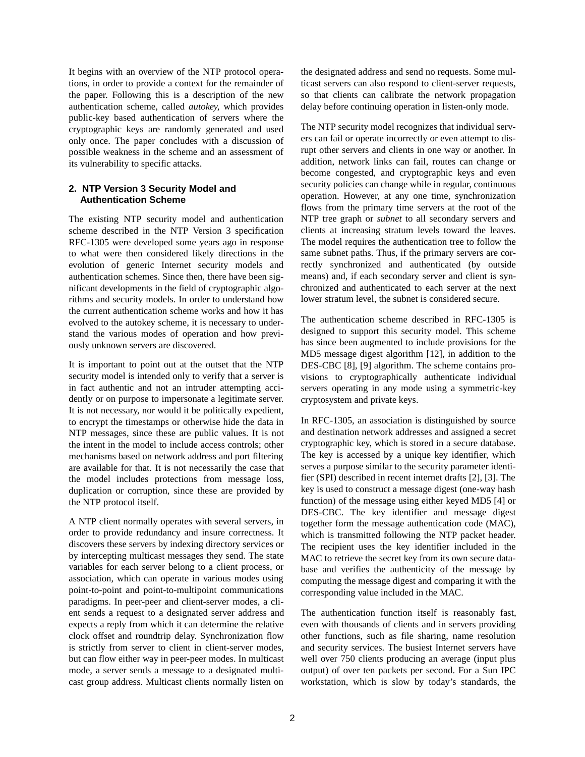It begins with an overview of the NTP protocol operations, in order to provide a context for the remainder of the paper. Following this is a description of the new authentication scheme, called *autokey*, which provides public-key based authentication of servers where the cryptographic keys are randomly generated and used only once. The paper concludes with a discussion of possible weakness in the scheme and an assessment of its vulnerability to specific attacks.

## 2. NTP Version 3 Security Model and Authentication Scheme

The existing NTP security model and authentication scheme described in the NTP Version 3 specification RFC-1305 were developed some years ago in response to what were then considered likely directions in the evolution of generic Internet security models and authentication schemes. Since then, there have been significant developments in the field of cryptographic algorithms and security models. In order to understand how the current authentication scheme works and how it has evolved to the autokey scheme, it is necessary to understand the various modes of operation and how previously unknown servers are discovered.

It is important to point out at the outset that the NTP security model is intended only to verify that a server is in fact authentic and not an intruder attempting accidently or on purpose to impersonate a legitimate server. It is not necessary, nor would it be politically expedient, to encrypt the timestamps or otherwise hide the data in NTP messages, since these are public values. It is not the intent in the model to include access controls; other mechanisms based on network address and port filtering are available for that. It is not necessarily the case that the model includes protections from message loss, duplication or corruption, since these are provided by the NTP protocol itself.

A NTP client normally operates with several servers, in order to provide redundancy and insure correctness. It discovers these servers by indexing directory services or by intercepting multicast messages they send. The state variables for each server belong to a client process, or association, which can operate in various modes using point-to-point and point-to-multipoint communications paradigms. In peer-peer and client-server modes, a client sends a request to a designated server address and expects a reply from which it can determine the relative clock offset and roundtrip delay. Synchronization flow is strictly from server to client in client-server modes, but can flow either way in peer-peer modes. In multicast mode, a server sends a message to a designated multicast group address. Multicast clients normally listen on the designated address and send no requests. Some multicast servers can also respond to client-server requests, so that clients can calibrate the network propagation delay before continuing operation in listen-only mode.

The NTP security model recognizes that individual servers can fail or operate incorrectly or even attempt to disrupt other servers and clients in one way or another. In addition, network links can fail, routes can change or become congested, and cryptographic keys and even security policies can change while in regular, continuous operation. However, at any one time, synchronization flows from the primary time servers at the root of the NTP tree graph or *subnet* to all secondary servers and clients at increasing stratum levels toward the leaves. The model requires the authentication tree to follow the same subnet paths. Thus, if the primary servers are correctly synchronized and authenticated (by outside means) and, if each secondary server and client is synchronized and authenticated to each server at the next lower stratum level, the subnet is considered secure.

The authentication scheme described in RFC-1305 is designed to support this security model. This scheme has since been augmented to include provisions for the MD5 message digest algorithm [12], in addition to the DES-CBC [8], [9] algorithm. The scheme contains provisions to cryptographically authenticate individual servers operating in any mode using a symmetric-key cryptosystem and private keys.

In RFC-1305, an association is distinguished by source and destination network addresses and assigned a secret cryptographic key, which is stored in a secure database. The key is accessed by a unique key identifier, which serves a purpose similar to the security parameter identifier (SPI) described in recent internet drafts [2], [3]. The key is used to construct a message digest (one-way hash function) of the message using either keyed MD5 [4] or DES-CBC. The key identifier and message digest together form the message authentication code (MAC), which is transmitted following the NTP packet header. The recipient uses the key identifier included in the MAC to retrieve the secret key from its own secure database and verifies the authenticity of the message by computing the message digest and comparing it with the corresponding value included in the MAC.

The authentication function itself is reasonably fast, even with thousands of clients and in servers providing other functions, such as file sharing, name resolution and security services. The busiest Internet servers have well over 750 clients producing an average (input plus output) of over ten packets per second. For a Sun IPC workstation, which is slow by today's standards, the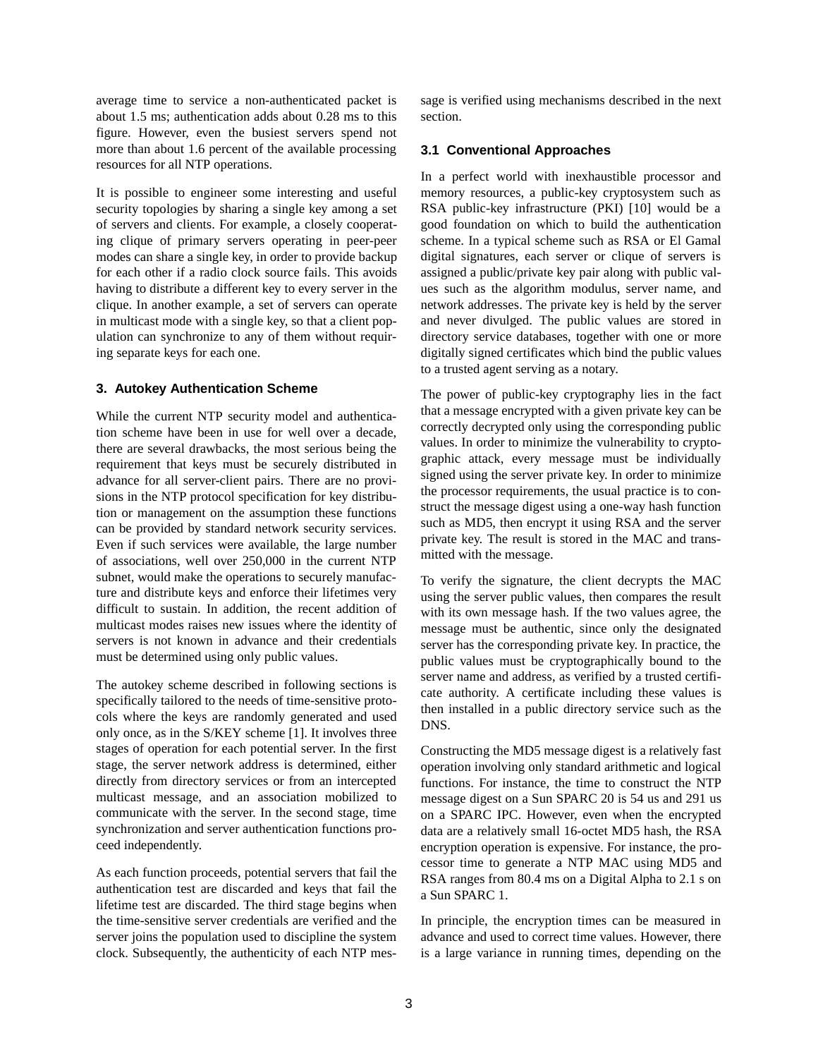average time to service a non-authenticated packet is about 1.5 ms; authentication adds about 0.28 ms to this figure. However, even the busiest servers spend not more than about 1.6 percent of the available processing resources for all NTP operations.

It is possible to engineer some interesting and useful security topologies by sharing a single key among a set of servers and clients. For example, a closely cooperating clique of primary servers operating in peer-peer modes can share a single key, in order to provide backup for each other if a radio clock source fails. This avoids having to distribute a different key to every server in the clique. In another example, a set of servers can operate in multicast mode with a single key, so that a client population can synchronize to any of them without requiring separate keys for each one.

## 3. Autokey Authentication Scheme

While the current NTP security model and authentication scheme have been in use for well over a decade, there are several drawbacks, the most serious being the requirement that keys must be securely distributed in advance for all server-client pairs. There are no provisions in the NTP protocol specification for key distribution or management on the assumption these functions can be provided by standard network security services. Even if such services were available, the large number of associations, well over 250,000 in the current NTP subnet, would make the operations to securely manufacture and distribute keys and enforce their lifetimes very difficult to sustain. In addition, the recent addition of multicast modes raises new issues where the identity of servers is not known in advance and their credentials must be determined using only public values.

The autokey scheme described in following sections is specifically tailored to the needs of time-sensitive protocols where the keys are randomly generated and used only once, as in the S/KEY scheme [1]. It involves three stages of operation for each potential server. In the first stage, the server network address is determined, either directly from directory services or from an intercepted multicast message, and an association mobilized to communicate with the server. In the second stage, time synchronization and server authentication functions proceed independently.

As each function proceeds, potential servers that fail the authentication test are discarded and keys that fail the lifetime test are discarded. The third stage begins when the time-sensitive server credentials are verified and the server joins the population used to discipline the system clock. Subsequently, the authenticity of each NTP message is verified using mechanisms described in the next section.

### 3.1 Conventional Approaches

In a perfect world with inexhaustible processor and memory resources, a public-key cryptosystem such as RSA public-key infrastructure (PKI) [10] would be a good foundation on which to build the authentication scheme. In a typical scheme such as RSA or El Gamal digital signatures, each server or clique of servers is assigned a public/private key pair along with public values such as the algorithm modulus, server name, and network addresses. The private key is held by the server and never divulged. The public values are stored in directory service databases, together with one or more digitally signed certificates which bind the public values to a trusted agent serving as a notary.

The power of public-key cryptography lies in the fact that a message encrypted with a given private key can be correctly decrypted only using the corresponding public values. In order to minimize the vulnerability to cryptographic attack, every message must be individually signed using the server private key. In order to minimize the processor requirements, the usual practice is to construct the message digest using a one-way hash function such as MD5, then encrypt it using RSA and the server private key. The result is stored in the MAC and transmitted with the message.

To verify the signature, the client decrypts the MAC using the server public values, then compares the result with its own message hash. If the two values agree, the message must be authentic, since only the designated server has the corresponding private key. In practice, the public values must be cryptographically bound to the server name and address, as verified by a trusted certificate authority. A certificate including these values is then installed in a public directory service such as the DNS.

Constructing the MD5 message digest is a relatively fast operation involving only standard arithmetic and logical functions. For instance, the time to construct the NTP message digest on a Sun SPARC 20 is 54 us and 291 us on a SPARC IPC. However, even when the encrypted data are a relatively small 16-octet MD5 hash, the RSA encryption operation is expensive. For instance, the processor time to generate a NTP MAC using MD5 and RSA ranges from 80.4 ms on a Digital Alpha to 2.1 s on a Sun SPARC 1.

In principle, the encryption times can be measured in advance and used to correct time values. However, there is a large variance in running times, depending on the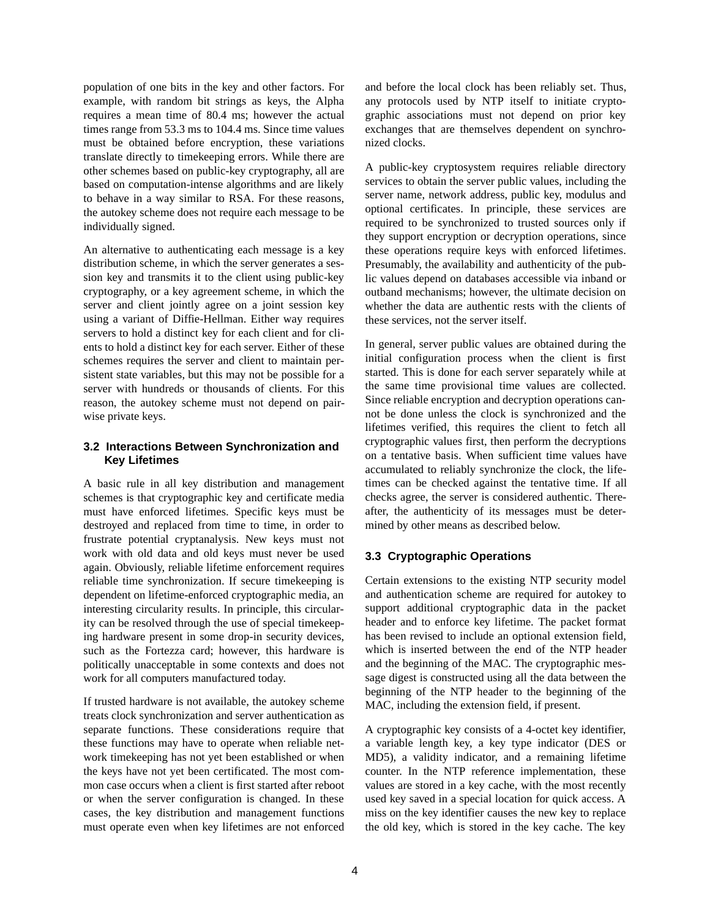population of one bits in the key and other factors. For example, with random bit strings as keys, the Alpha requires a mean time of 80.4 ms; however the actual times range from 53.3 ms to 104.4 ms. Since time values must be obtained before encryption, these variations translate directly to timekeeping errors. While there are other schemes based on public-key cryptography, all are based on computation-intense algorithms and are likely to behave in a way similar to RSA. For these reasons, the autokey scheme does not require each message to be individually signed.

An alternative to authenticating each message is a key distribution scheme, in which the server generates a session key and transmits it to the client using public-key cryptography, or a key agreement scheme, in which the server and client jointly agree on a joint session key using a variant of Diffie-Hellman. Either way requires servers to hold a distinct key for each client and for clients to hold a distinct key for each server. Either of these schemes requires the server and client to maintain persistent state variables, but this may not be possible for a server with hundreds or thousands of clients. For this reason, the autokey scheme must not depend on pairwise private keys.

### 3.2 Interactions Between Synchronization and Key Lifetimes

A basic rule in all key distribution and management schemes is that cryptographic key and certificate media must have enforced lifetimes. Specific keys must be destroyed and replaced from time to time, in order to frustrate potential cryptanalysis. New keys must not work with old data and old keys must never be used again. Obviously, reliable lifetime enforcement requires reliable time synchronization. If secure timekeeping is dependent on lifetime-enforced cryptographic media, an interesting circularity results. In principle, this circularity can be resolved through the use of special timekeeping hardware present in some drop-in security devices, such as the Fortezza card; however, this hardware is politically unacceptable in some contexts and does not work for all computers manufactured today.

If trusted hardware is not available, the autokey scheme treats clock synchronization and server authentication as separate functions. These considerations require that these functions may have to operate when reliable network timekeeping has not yet been established or when the keys have not yet been certificated. The most common case occurs when a client is first started after reboot or when the server configuration is changed. In these cases, the key distribution and management functions must operate even when key lifetimes are not enforced and before the local clock has been reliably set. Thus, any protocols used by NTP itself to initiate cryptographic associations must not depend on prior key exchanges that are themselves dependent on synchronized clocks.

A public-key cryptosystem requires reliable directory services to obtain the server public values, including the server name, network address, public key, modulus and optional certificates. In principle, these services are required to be synchronized to trusted sources only if they support encryption or decryption operations, since these operations require keys with enforced lifetimes. Presumably, the availability and authenticity of the public values depend on databases accessible via inband or outband mechanisms; however, the ultimate decision on whether the data are authentic rests with the clients of these services, not the server itself.

In general, server public values are obtained during the initial configuration process when the client is first started. This is done for each server separately while at the same time provisional time values are collected. Since reliable encryption and decryption operations cannot be done unless the clock is synchronized and the lifetimes verified, this requires the client to fetch all cryptographic values first, then perform the decryptions on a tentative basis. When sufficient time values have accumulated to reliably synchronize the clock, the lifetimes can be checked against the tentative time. If all checks agree, the server is considered authentic. Thereafter, the authenticity of its messages must be determined by other means as described below.

### 3.3 Cryptographic Operations

Certain extensions to the existing NTP security model and authentication scheme are required for autokey to support additional cryptographic data in the packet header and to enforce key lifetime. The packet format has been revised to include an optional extension field, which is inserted between the end of the NTP header and the beginning of the MAC. The cryptographic message digest is constructed using all the data between the beginning of the NTP header to the beginning of the MAC, including the extension field, if present.

A cryptographic key consists of a 4-octet key identifier, a variable length key, a key type indicator (DES or MD5), a validity indicator, and a remaining lifetime counter. In the NTP reference implementation, these values are stored in a key cache, with the most recently used key saved in a special location for quick access. A miss on the key identifier causes the new key to replace the old key, which is stored in the key cache. The key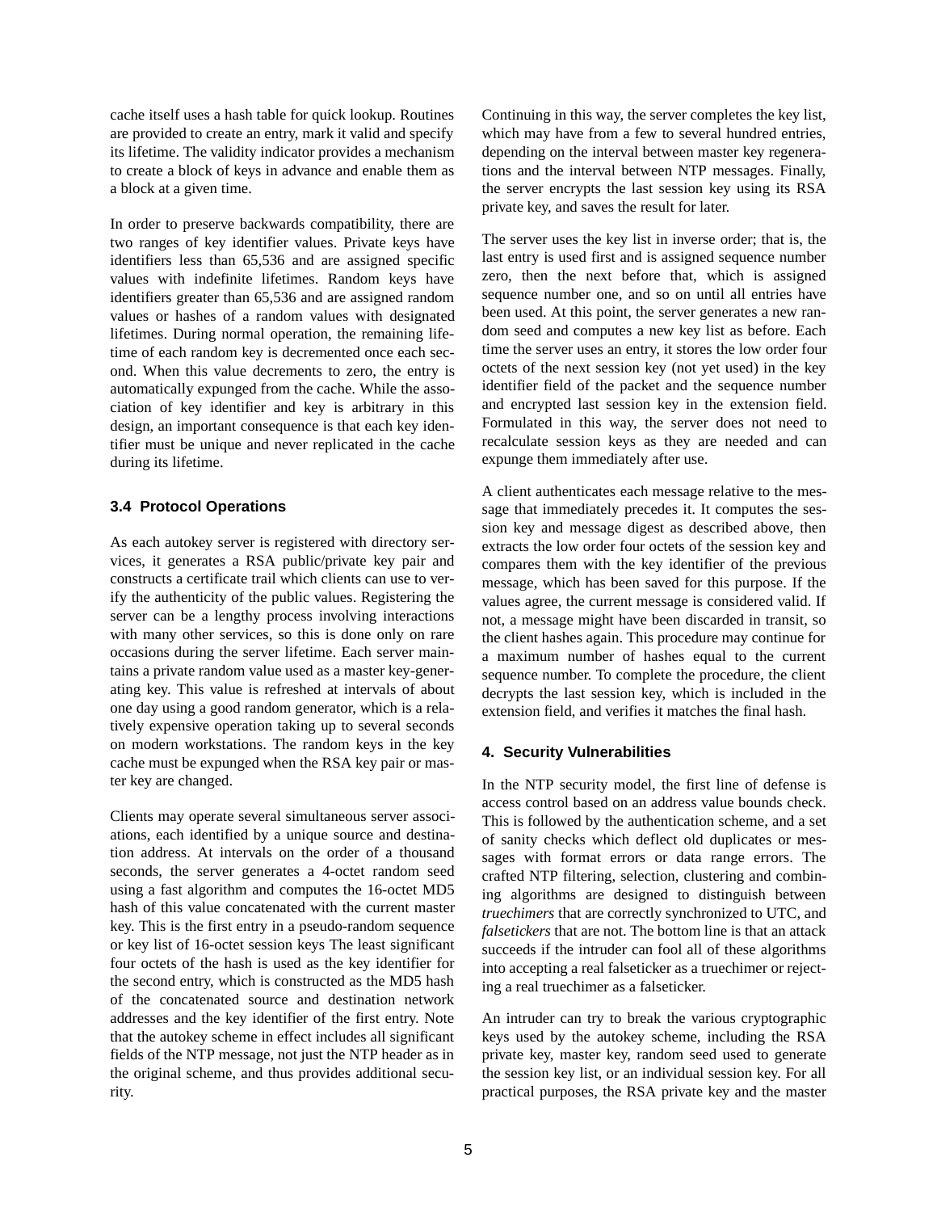cache itself uses a hash table for quick lookup. Routines are provided to create an entry, mark it valid and specify its lifetime. The validity indicator provides a mechanism to create a block of keys in advance and enable them as a block at a given time.

In order to preserve backwards compatibility, there are two ranges of key identifier values. Private keys have identifiers less than 65,536 and are assigned specific values with indefinite lifetimes. Random keys have identifiers greater than 65,536 and are assigned random values or hashes of a random values with designated lifetimes. During normal operation, the remaining lifetime of each random key is decremented once each second. When this value decrements to zero, the entry is automatically expunged from the cache. While the association of key identifier and key is arbitrary in this design, an important consequence is that each key identifier must be unique and never replicated in the cache during its lifetime.

### 3.4 Protocol Operations

As each autokey server is registered with directory services, it generates a RSA public/private key pair and constructs a certificate trail which clients can use to verify the authenticity of the public values. Registering the server can be a lengthy process involving interactions with many other services, so this is done only on rare occasions during the server lifetime. Each server maintains a private random value used as a master key-generating key. This value is refreshed at intervals of about one day using a good random generator, which is a relatively expensive operation taking up to several seconds on modern workstations. The random keys in the key cache must be expunged when the RSA key pair or master key are changed.

Clients may operate several simultaneous server associations, each identified by a unique source and destination address. At intervals on the order of a thousand seconds, the server generates a 4-octet random seed using a fast algorithm and computes the 16-octet MD5 hash of this value concatenated with the current master key. This is the first entry in a pseudo-random sequence or key list of 16-octet session keys The least significant four octets of the hash is used as the key identifier for the second entry, which is constructed as the MD5 hash of the concatenated source and destination network addresses and the key identifier of the first entry. Note that the autokey scheme in effect includes all significant fields of the NTP message, not just the NTP header as in the original scheme, and thus provides additional security.

Continuing in this way, the server completes the key list, which may have from a few to several hundred entries, depending on the interval between master key regenerations and the interval between NTP messages. Finally, the server encrypts the last session key using its RSA private key, and saves the result for later.

The server uses the key list in inverse order; that is, the last entry is used first and is assigned sequence number zero, then the next before that, which is assigned sequence number one, and so on until all entries have been used. At this point, the server generates a new random seed and computes a new key list as before. Each time the server uses an entry, it stores the low order four octets of the next session key (not yet used) in the key identifier field of the packet and the sequence number and encrypted last session key in the extension field. Formulated in this way, the server does not need to recalculate session keys as they are needed and can expunge them immediately after use.

A client authenticates each message relative to the message that immediately precedes it. It computes the session key and message digest as described above, then extracts the low order four octets of the session key and compares them with the key identifier of the previous message, which has been saved for this purpose. If the values agree, the current message is considered valid. If not, a message might have been discarded in transit, so the client hashes again. This procedure may continue for a maximum number of hashes equal to the current sequence number. To complete the procedure, the client decrypts the last session key, which is included in the extension field, and verifies it matches the final hash.

## 4. Security Vulnerabilities

In the NTP security model, the first line of defense is access control based on an address value bounds check. This is followed by the authentication scheme, and a set of sanity checks which deflect old duplicates or messages with format errors or data range errors. The crafted NTP filtering, selection, clustering and combining algorithms are designed to distinguish between *truechimers* that are correctly synchronized to UTC, and *falsetickers* that are not. The bottom line is that an attack succeeds if the intruder can fool all of these algorithms into accepting a real falseticker as a truechimer or rejecting a real truechimer as a falseticker.

An intruder can try to break the various cryptographic keys used by the autokey scheme, including the RSA private key, master key, random seed used to generate the session key list, or an individual session key. For all practical purposes, the RSA private key and the master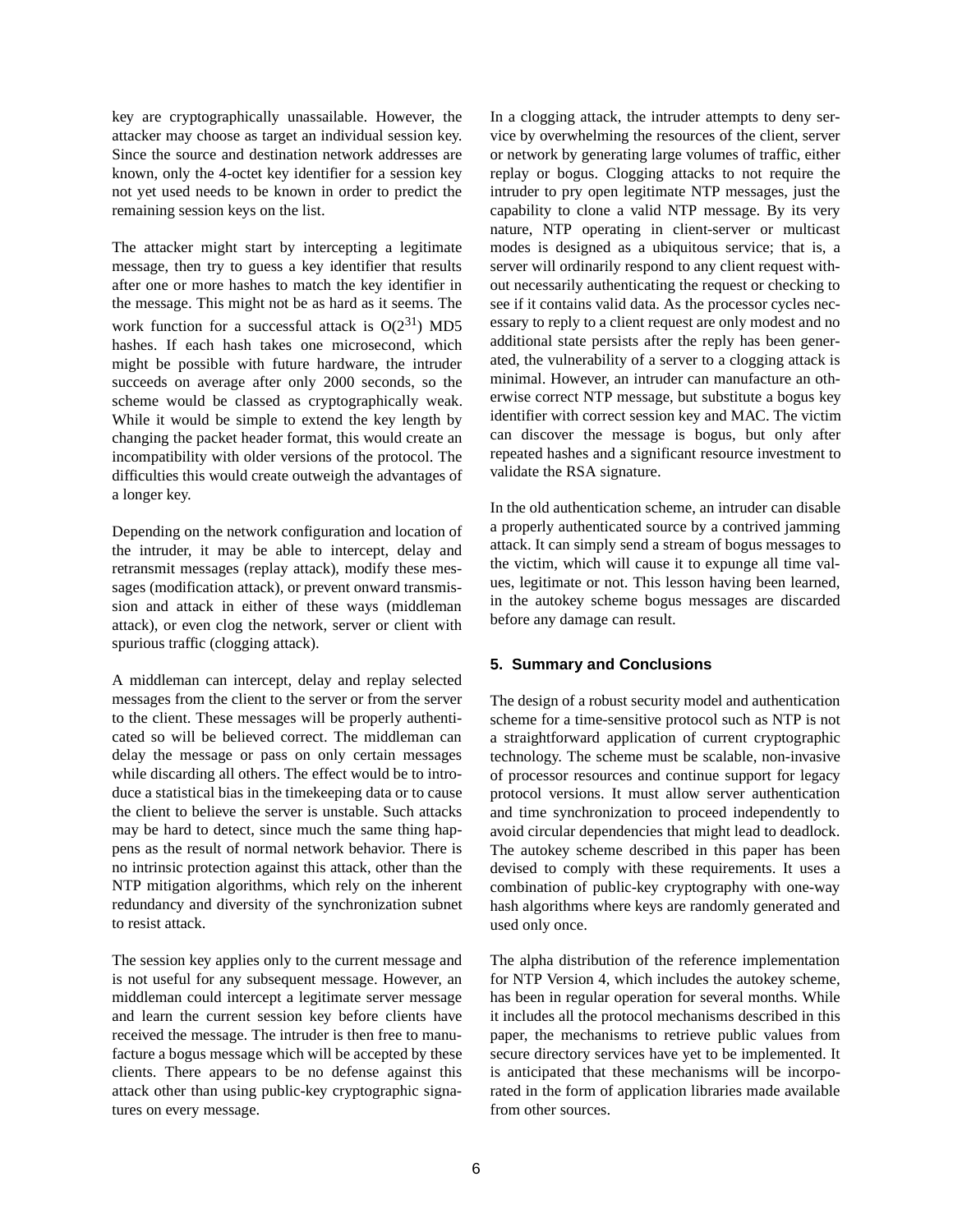key are cryptographically unassailable. However, the attacker may choose as target an individual session key. Since the source and destination network addresses are known, only the 4-octet key identifier for a session key not yet used needs to be known in order to predict the remaining session keys on the list.

The attacker might start by intercepting a legitimate message, then try to guess a key identifier that results after one or more hashes to match the key identifier in the message. This might not be as hard as it seems. The work function for a successful attack is $O(2^{31})$ MD5 hashes. If each hash takes one microsecond, which might be possible with future hardware, the intruder succeeds on average after only 2000 seconds, so the scheme would be classed as cryptographically weak. While it would be simple to extend the key length by changing the packet header format, this would create an incompatibility with older versions of the protocol. The difficulties this would create outweigh the advantages of a longer key.

Depending on the network configuration and location of the intruder, it may be able to intercept, delay and retransmit messages (replay attack), modify these messages (modification attack), or prevent onward transmission and attack in either of these ways (middleman attack), or even clog the network, server or client with spurious traffic (clogging attack).

A middleman can intercept, delay and replay selected messages from the client to the server or from the server to the client. These messages will be properly authenticated so will be believed correct. The middleman can delay the message or pass on only certain messages while discarding all others. The effect would be to introduce a statistical bias in the timekeeping data or to cause the client to believe the server is unstable. Such attacks may be hard to detect, since much the same thing happens as the result of normal network behavior. There is no intrinsic protection against this attack, other than the NTP mitigation algorithms, which rely on the inherent redundancy and diversity of the synchronization subnet to resist attack.

The session key applies only to the current message and is not useful for any subsequent message. However, an middleman could intercept a legitimate server message and learn the current session key before clients have received the message. The intruder is then free to manufacture a bogus message which will be accepted by these clients. There appears to be no defense against this attack other than using public-key cryptographic signatures on every message.

In a clogging attack, the intruder attempts to deny service by overwhelming the resources of the client, server or network by generating large volumes of traffic, either replay or bogus. Clogging attacks to not require the intruder to pry open legitimate NTP messages, just the capability to clone a valid NTP message. By its very nature, NTP operating in client-server or multicast modes is designed as a ubiquitous service; that is, a server will ordinarily respond to any client request without necessarily authenticating the request or checking to see if it contains valid data. As the processor cycles necessary to reply to a client request are only modest and no additional state persists after the reply has been generated, the vulnerability of a server to a clogging attack is minimal. However, an intruder can manufacture an otherwise correct NTP message, but substitute a bogus key identifier with correct session key and MAC. The victim can discover the message is bogus, but only after repeated hashes and a significant resource investment to validate the RSA signature.

In the old authentication scheme, an intruder can disable a properly authenticated source by a contrived jamming attack. It can simply send a stream of bogus messages to the victim, which will cause it to expunge all time values, legitimate or not. This lesson having been learned, in the autokey scheme bogus messages are discarded before any damage can result.

## 5. Summary and Conclusions

The design of a robust security model and authentication scheme for a time-sensitive protocol such as NTP is not a straightforward application of current cryptographic technology. The scheme must be scalable, non-invasive of processor resources and continue support for legacy protocol versions. It must allow server authentication and time synchronization to proceed independently to avoid circular dependencies that might lead to deadlock. The autokey scheme described in this paper has been devised to comply with these requirements. It uses a combination of public-key cryptography with one-way hash algorithms where keys are randomly generated and used only once.

The alpha distribution of the reference implementation for NTP Version 4, which includes the autokey scheme, has been in regular operation for several months. While it includes all the protocol mechanisms described in this paper, the mechanisms to retrieve public values from secure directory services have yet to be implemented. It is anticipated that these mechanisms will be incorporated in the form of application libraries made available from other sources.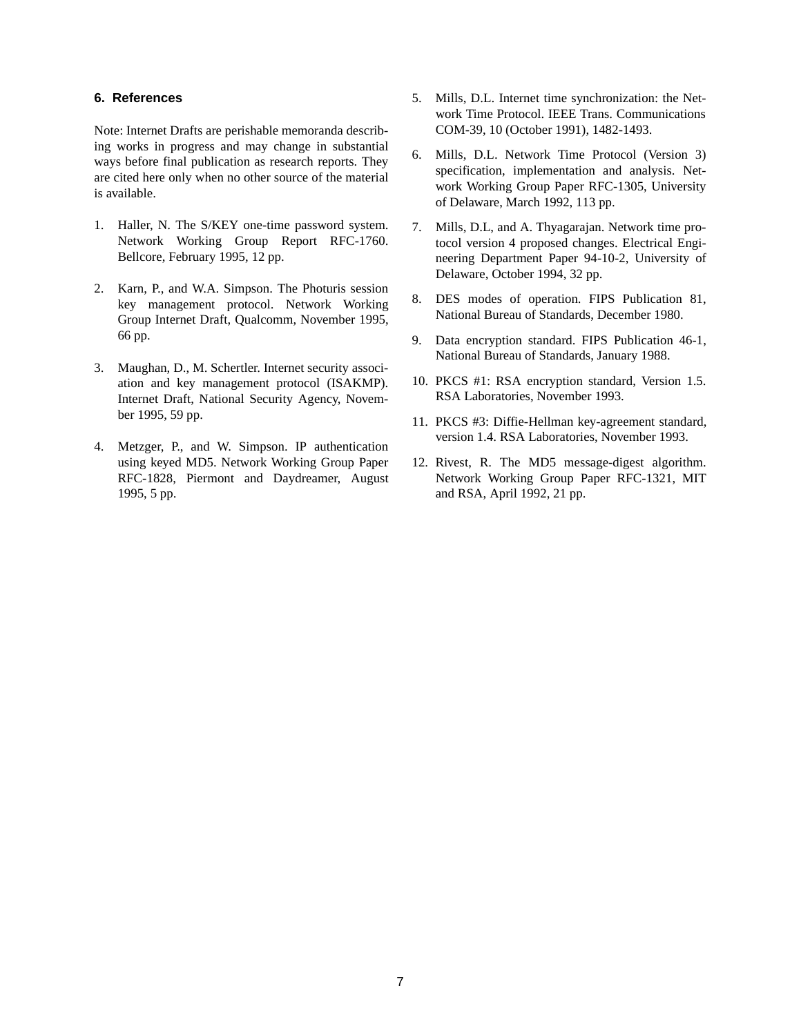## 6. References

Note: Internet Drafts are perishable memoranda describing works in progress and may change in substantial ways before final publication as research reports. They are cited here only when no other source of the material is available.

1. Haller, N. The S/KEY one-time password system. Network Working Group Report RFC-1760. Bellcore, February 1995, 12 pp.

2. Karn, P., and W.A. Simpson. The Photuris session key management protocol. Network Working Group Internet Draft, Qualcomm, November 1995, 66 pp.

3. Maughan, D., M. Schertler. Internet security association and key management protocol (ISAKMP). Internet Draft, National Security Agency, November 1995, 59 pp.

4. Metzger, P., and W. Simpson. IP authentication using keyed MD5. Network Working Group Paper RFC-1828, Piermont and Daydreamer, August 1995, 5 pp.

5. Mills, D.L. Internet time synchronization: the Network Time Protocol. IEEE Trans. Communications COM-39, 10 (October 1991), 1482-1493.

6. Mills, D.L. Network Time Protocol (Version 3) specification, implementation and analysis. Network Working Group Paper RFC-1305, University of Delaware, March 1992, 113 pp.

7. Mills, D.L, and A. Thyagarajan. Network time protocol version 4 proposed changes. Electrical Engineering Department Paper 94-10-2, University of Delaware, October 1994, 32 pp.

8. DES modes of operation. FIPS Publication 81, National Bureau of Standards, December 1980.

9. Data encryption standard. FIPS Publication 46-1, National Bureau of Standards, January 1988.

10. PKCS #1: RSA encryption standard, Version 1.5. RSA Laboratories, November 1993.

11. PKCS #3: Diffie-Hellman key-agreement standard, version 1.4. RSA Laboratories, November 1993.

12. Rivest, R. The MD5 message-digest algorithm. Network Working Group Paper RFC-1321, MIT and RSA, April 1992, 21 pp.